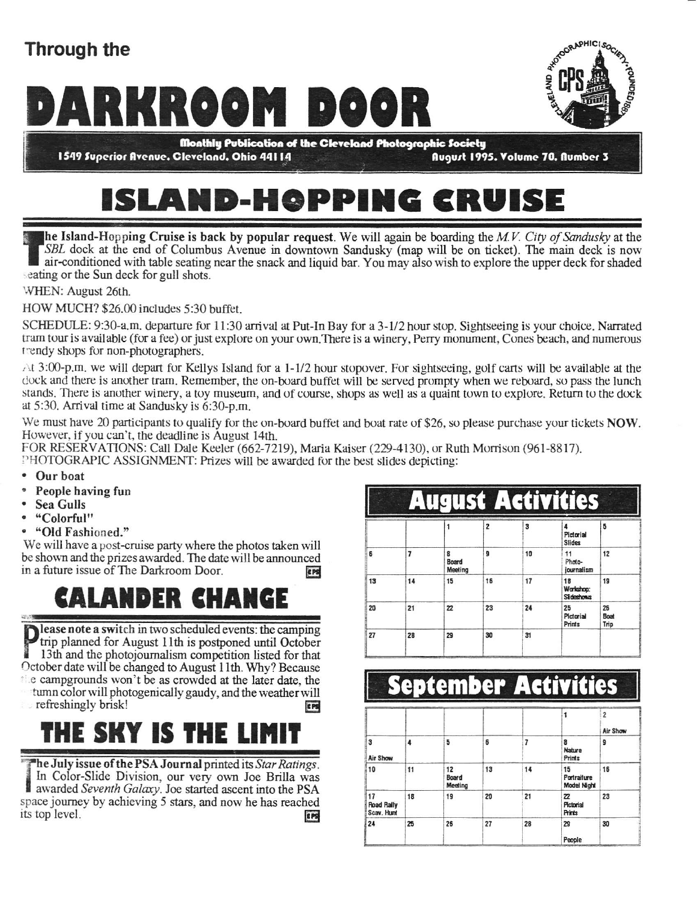# Through the DARKROOM DOOR

**Monthly Publication of the Cleveland Photographic Society**

1549 Superior Avenue, Cleveland, Ohio 44114 — August 1995, Volume 70, Number 3

# ISLAND-HOPPING CRUISE

**The Island-Hopping Cruise is back by popular request**. We will again be boarding the *M.V. City of Sandusky* at the *SBL* dock at the end of Columbus Avenue in downtown Sandusky (map will be on ticket). The main deck is now air-conditioned with table seating near the snack and liquid bar. You may also wish to explore the upper deck for shaded seating or the Sun deck for gull shots.

WHEN: August 26th.

HOW MUCH? $26.00 includes 5:30 buffet.

SCHEDULE: 9:30-a.m. departure for 11:30 arrival at Put-In Bay for a 3-1/2 hour stop. Sightseeing is your choice. Narrated tram tour is available (for a fee) or just explore on your own.There is a winery, Perry monument, Cones beach, and numerous trendy shops for non-photographers.

At 3:00-p.m. we will depart for Kellys Island for a 1-1/2 hour stopover. For sightseeing, golf carts will be available at the dock and there is another tram. Remember, the on-board buffet will be served prompty when we reboard, so pass the lunch stands. There is another winery, a toy museum, and of course, shops as well as a quaint town to explore. Return to the dock at 5:30. Arrival time at Sandusky is 6:30-p.m.

We must have 20 participants to qualify for the on-board buffet and boat rate of $26, so please purchase your tickets **NOW**. However, if you can't, the deadline is August 14th.

FOR RESERVATIONS: Call Dale Keeler (662-7219), Maria Kaiser (229-4130), or Ruth Morrison (961-8817).

PHOTOGRAPIC ASSIGNMENT: Prizes will be awarded for the best slides depicting:

- **Our boat**
- **People having fun**
- **Sea Gulls**
- **"Colorful"**
- **"Old Fashioned."**

We will have a post-cruise party where the photos taken will be shown and the prizes awarded. The date will be announced in a future issue of The Darkroom Door.

# CALANDER CHANGE

**Please note a switch** in two scheduled events: the camping trip planned for August 11th is postponed until October 13th and the photojournalism competition listed for that October date will be changed to August 11th. Why? Because the campgrounds won't be as crowded at the later date, the autumn color will photogenically gaudy, and the weather will be refreshingly brisk!

# THE SKY IS THE LIMIT

**The July issue of the PSA Journal** printed its *Star Ratings*. In Color-Slide Division, our very own Joe Brilla was awarded *Seventh Galaxy*. Joe started ascent into the PSA space journey by achieving 5 stars, and now he has reached its top level.

## August Activities

| | | | | | | |
|---|---|---|---|---|---|---|
| | | 1 | 2 | 3 | 4 Pictorial Slides | 5 |
| 6 | 7 | 8 Board Meeting | 9 | 10 | 11 Photo-journalism | 12 |
| 13 | 14 | 15 | 16 | 17 | 18 Workshop: Slideshows | 19 |
| 20 | 21 | 22 | 23 | 24 | 25 Pictorial Prints | 26 Boat Trip |
| 27 | 28 | 29 | 30 | 31 | | |

## September Activities

| | | | | | | |
|---|---|---|---|---|---|---|
| | | | | | 1 | 2 Air Show |
| 3 Air Show | 4 | 5 | 6 | 7 | 8 Nature Prints | 9 |
| 10 | 11 | 12 Board Meeting | 13 | 14 | 15 Portraiture Model Night | 16 |
| 17 Road Rally Scav. Hunt | 18 | 19 | 20 | 21 | 22 Pictorial Prints | 23 |
| 24 | 25 | 26 | 27 | 28 | 29 People | 30 |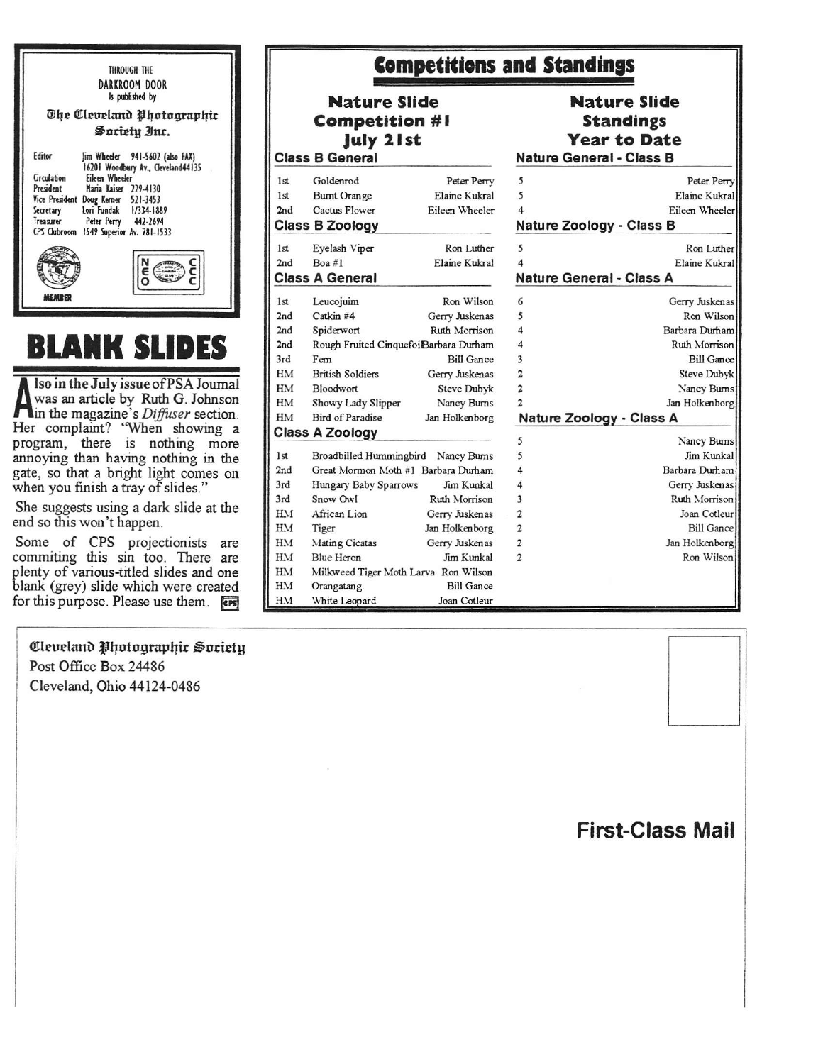THROUGH THE DARKROOM DOOR is published by The Cleveland Photographic Society Inc.

| | | |
|---|---|---|
| Editor | Jim Wheeler | 941-5602 (also FAX) 16201 Woodbury Av., Cleveland44135 |
| Circulation | Eileen Wheeler | |
| President | Maria Kaiser | 229-4130 |
| Vice President | Doug Kerner | 521-3453 |
| Secretary | Lori Fundak | 1/334-1889 |
| Treasurer | Peter Perry | 442-2694 |
| CPS Clubroom | 1549 Superior Av. | 781-1533 |

MEMBER

NEO CCC

# BLANK SLIDES

Also in the July issue of PSA Journal was an article by Ruth G. Johnson in the magazine's *Diffuser* section. Her complaint? "When showing a program, there is nothing more annoying than having nothing in the gate, so that a bright light comes on when you finish a tray of slides."

She suggests using a dark slide at the end so this won't happen.

Some of CPS projectionists are commiting this sin too. There are plenty of various-titled slides and one blank (grey) slide which were created for this purpose. Please use them.

# Competitions and Standings

## Nature Slide Competition #1 July 21st

### Class B General

| | | |
|---|---|---|
| 1st | Goldenrod | Peter Perry |
| 1st | Burnt Orange | Elaine Kukral |
| 2nd | Cactus Flower | Eileen Wheeler |

### Class B Zoology

| | | |
|---|---|---|
| 1st | Eyelash Viper | Ron Luther |
| 2nd | Boa #1 | Elaine Kukral |

### Class A General

| | | |
|---|---|---|
| 1st | Leucojuim | Ron Wilson |
| 2nd | Catkin #4 | Gerry Juskenas |
| 2nd | Spiderwort | Ruth Morrison |
| 2nd | Rough Fruited Cinquefoi | Barbara Durham |
| 3rd | Fern | Bill Gance |
| HM | British Soldiers | Gerry Juskenas |
| HM | Bloodwort | Steve Dubyk |
| HM | Showy Lady Slipper | Nancy Burns |
| HM | Bird of Paradise | Jan Holkenborg |

### Class A Zoology

| | | |
|---|---|---|
| 1st | Broadbilled Hummingbird | Nancy Burns |
| 2nd | Great Mormon Moth #1 | Barbara Durham |
| 3rd | Hungary Baby Sparrows | Jim Kunkal |
| 3rd | Snow Owl | Ruth Morrison |
| HM | African Lion | Gerry Juskenas |
| HM | Tiger | Jan Holkenborg |
| HM | Mating Cicatas | Gerry Juskenas |
| HM | Blue Heron | Jim Kunkal |
| HM | Milkweed Tiger Moth Larva | Ron Wilson |
| HM | Orangatang | Bill Gance |
| HM | White Leopard | Joan Cotleur |

## Nature Slide Standings Year to Date

### Nature General - Class B

| | |
|---|---|
| 5 | Peter Perry |
| 5 | Elaine Kukral |
| 4 | Eileen Wheeler |

### Nature Zoology - Class B

| | |
|---|---|
| 5 | Ron Luther |
| 4 | Elaine Kukral |

### Nature General - Class A

| | |
|---|---|
| 6 | Gerry Juskenas |
| 5 | Ron Wilson |
| 4 | Barbara Durham |
| 4 | Ruth Morrison |
| 3 | Bill Gance |
| 2 | Steve Dubyk |
| 2 | Nancy Burns |
| 2 | Jan Holkenborg |

### Nature Zoology - Class A

| | |
|---|---|
| 5 | Nancy Burns |
| 5 | Jim Kunkal |
| 4 | Barbara Durham |
| 4 | Gerry Juskenas |
| 3 | Ruth Morrison |
| 2 | Joan Cotleur |
| 2 | Bill Gance |
| 2 | Jan Holkenborg |
| 2 | Ron Wilson |

Cleveland Photographic Society
Post Office Box 24486
Cleveland, Ohio 44124-0486

First-Class Mail